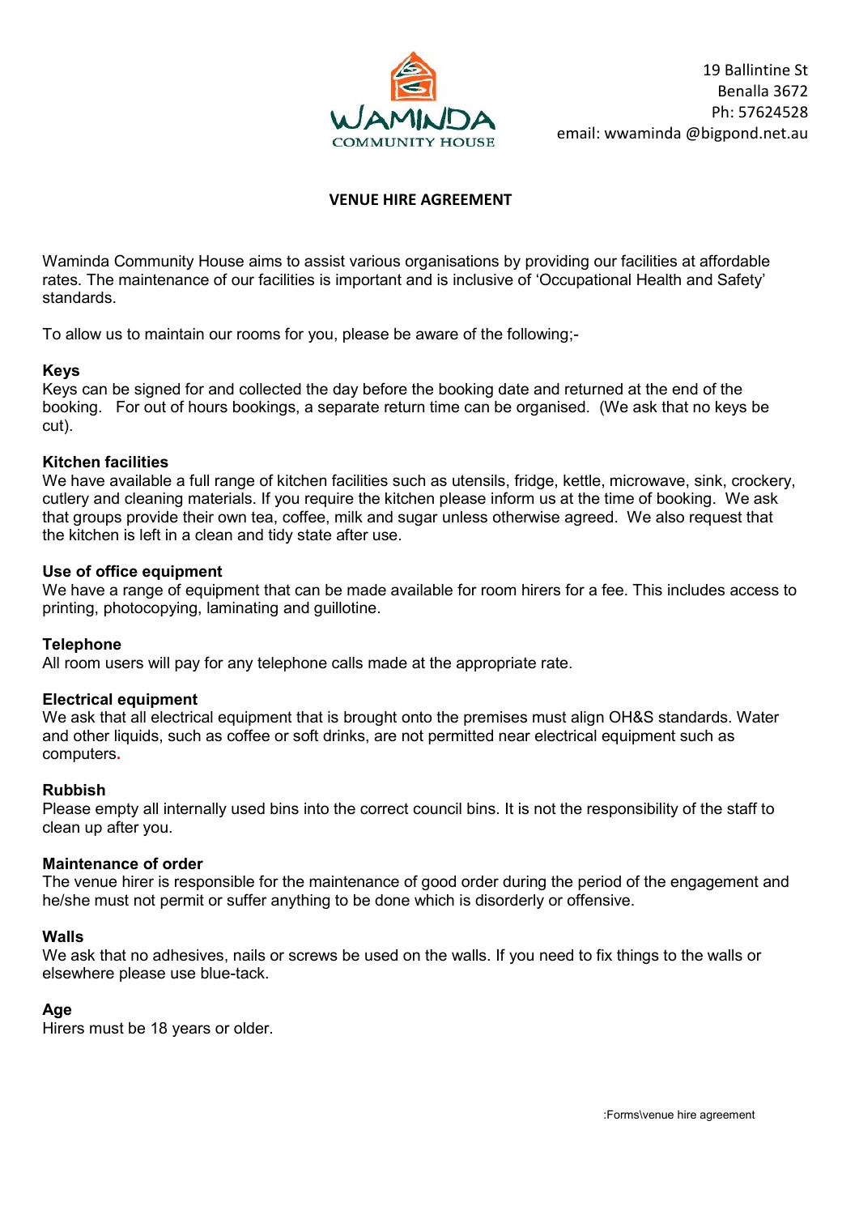WAMINDA
COMMUNITY HOUSE

19 Ballintine St
Benalla 3672
Ph: 57624528
email: wwaminda @bigpond.net.au

# VENUE HIRE AGREEMENT

Waminda Community House aims to assist various organisations by providing our facilities at affordable rates. The maintenance of our facilities is important and is inclusive of 'Occupational Health and Safety' standards.

To allow us to maintain our rooms for you, please be aware of the following;-

**Keys**
Keys can be signed for and collected the day before the booking date and returned at the end of the booking. For out of hours bookings, a separate return time can be organised. (We ask that no keys be cut).

**Kitchen facilities**
We have available a full range of kitchen facilities such as utensils, fridge, kettle, microwave, sink, crockery, cutlery and cleaning materials. If you require the kitchen please inform us at the time of booking. We ask that groups provide their own tea, coffee, milk and sugar unless otherwise agreed. We also request that the kitchen is left in a clean and tidy state after use.

**Use of office equipment**
We have a range of equipment that can be made available for room hirers for a fee. This includes access to printing, photocopying, laminating and guillotine.

**Telephone**
All room users will pay for any telephone calls made at the appropriate rate.

**Electrical equipment**
We ask that all electrical equipment that is brought onto the premises must align OH&S standards. Water and other liquids, such as coffee or soft drinks, are not permitted near electrical equipment such as computers.

**Rubbish**
Please empty all internally used bins into the correct council bins. It is not the responsibility of the staff to clean up after you.

**Maintenance of order**
The venue hirer is responsible for the maintenance of good order during the period of the engagement and he/she must not permit or suffer anything to be done which is disorderly or offensive.

**Walls**
We ask that no adhesives, nails or screws be used on the walls. If you need to fix things to the walls or elsewhere please use blue-tack.

**Age**
Hirers must be 18 years or older.

:Forms\venue hire agreement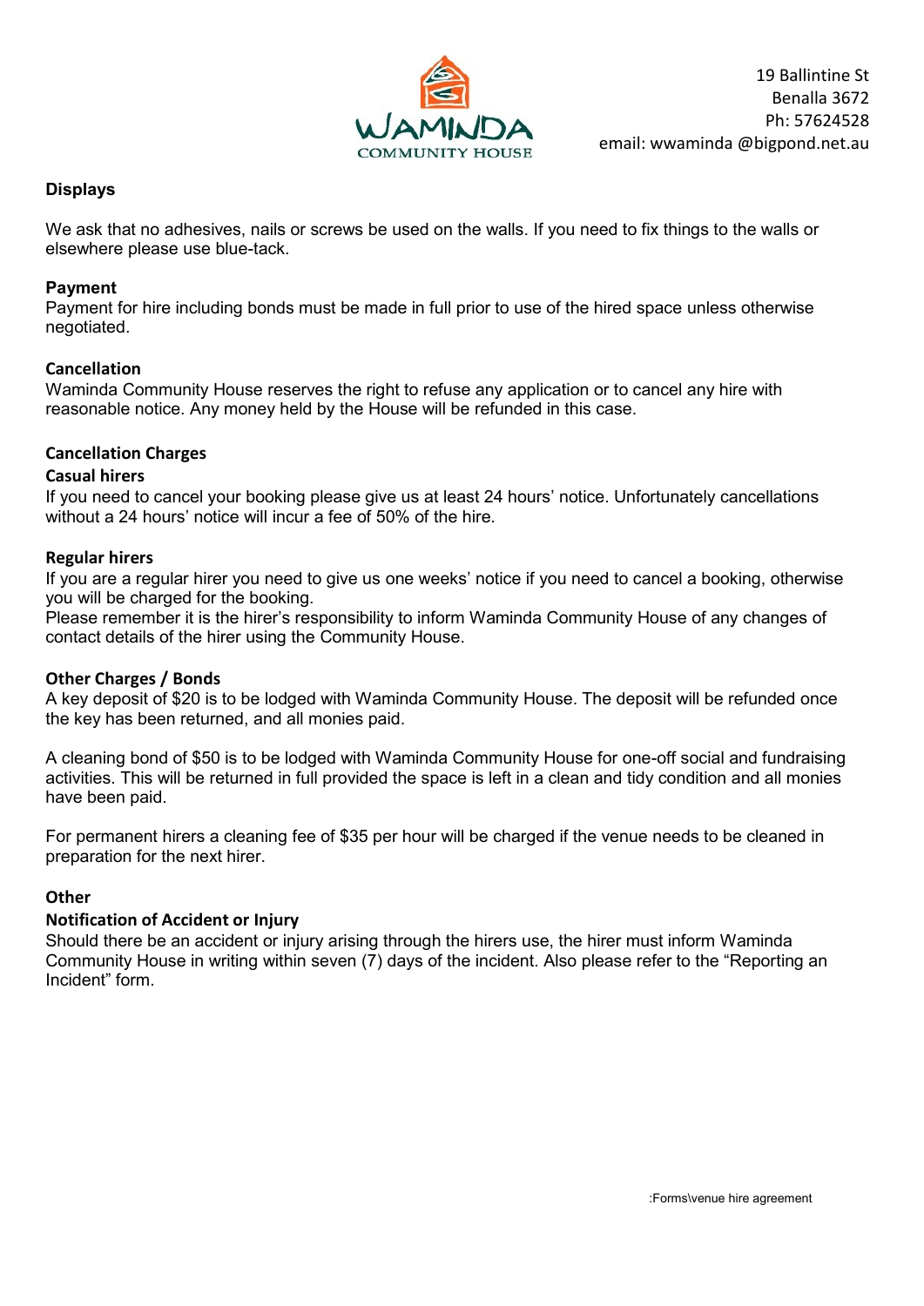19 Ballintine St
Benalla 3672
Ph: 57624528
email: wwaminda @bigpond.net.au

## Displays

We ask that no adhesives, nails or screws be used on the walls. If you need to fix things to the walls or elsewhere please use blue-tack.

## Payment

Payment for hire including bonds must be made in full prior to use of the hired space unless otherwise negotiated.

## Cancellation

Waminda Community House reserves the right to refuse any application or to cancel any hire with reasonable notice. Any money held by the House will be refunded in this case.

## Cancellation Charges

### Casual hirers

If you need to cancel your booking please give us at least 24 hours' notice. Unfortunately cancellations without a 24 hours' notice will incur a fee of 50% of the hire.

### Regular hirers

If you are a regular hirer you need to give us one weeks' notice if you need to cancel a booking, otherwise you will be charged for the booking.
Please remember it is the hirer's responsibility to inform Waminda Community House of any changes of contact details of the hirer using the Community House.

## Other Charges / Bonds

A key deposit of $20 is to be lodged with Waminda Community House. The deposit will be refunded once the key has been returned, and all monies paid.

A cleaning bond of $50 is to be lodged with Waminda Community House for one-off social and fundraising activities. This will be returned in full provided the space is left in a clean and tidy condition and all monies have been paid.

For permanent hirers a cleaning fee of $35 per hour will be charged if the venue needs to be cleaned in preparation for the next hirer.

## Other

### Notification of Accident or Injury

Should there be an accident or injury arising through the hirers use, the hirer must inform Waminda Community House in writing within seven (7) days of the incident. Also please refer to the "Reporting an Incident" form.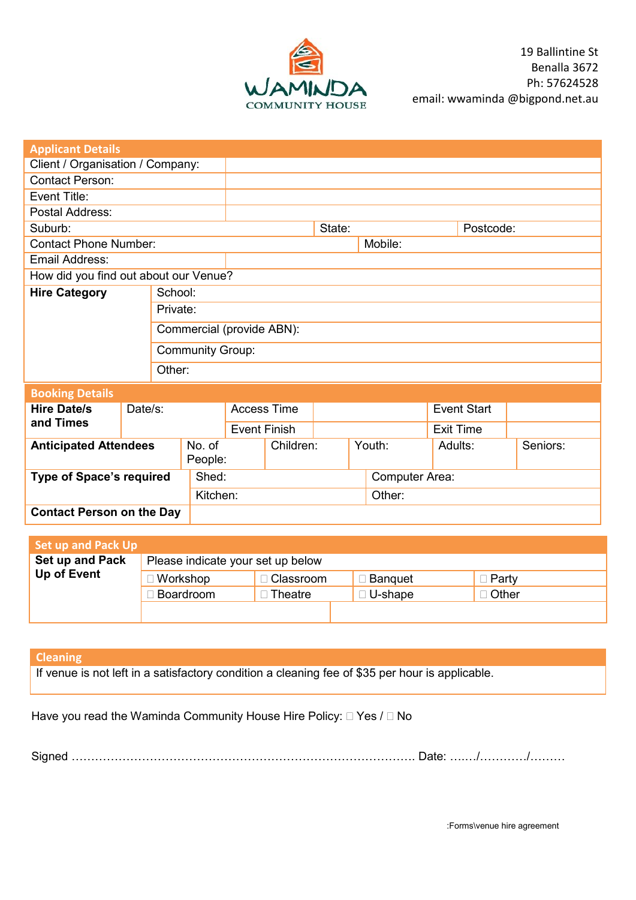WAMINDA
COMMUNITY HOUSE

19 Ballintine St
Benalla 3672
Ph: 57624528
email: wwaminda @bigpond.net.au

## Applicant Details

| | | | |
|---|---|---|---|
| Client / Organisation / Company: | | | |
| Contact Person: | | | |
| Event Title: | | | |
| Postal Address: | | | |
| Suburb: | | State: | Postcode: |
| Contact Phone Number: | | Mobile: | |
| Email Address: | | | |
| How did you find out about our Venue? | | | |

| | |
|---|---|
| **Hire Category** | School: |
| | Private: |
| | Commercial (provide ABN): |
| | Community Group: |
| | Other: |

## Booking Details

| | | | | | |
|---|---|---|---|---|---|
| **Hire Date/s and Times** | Date/s: | Access Time | | Event Start | |
| | | Event Finish | | Exit Time | |

| | | | | | |
|---|---|---|---|---|---|
| **Anticipated Attendees** | No. of People: | Children: | Youth: | Adults: | Seniors: |

| | | |
|---|---|---|
| **Type of Space's required** | Shed: | Computer Area: |
| | Kitchen: | Other: |
| **Contact Person on the Day** | | |

## Set up and Pack Up

| | | | | |
|---|---|---|---|---|
| **Set up and Pack Up of Event** | Please indicate your set up below | | | |
| | ☐ Workshop | ☐ Classroom | ☐ Banquet | ☐ Party |
| | ☐ Boardroom | ☐ Theatre | ☐ U-shape | ☐ Other |

## Cleaning

If venue is not left in a satisfactory condition a cleaning fee of $35 per hour is applicable.

Have you read the Waminda Community House Hire Policy: ☐ Yes / ☐ No

Signed ………………………………………………………………………… Date: ……/…………/………

:Forms\venue hire agreement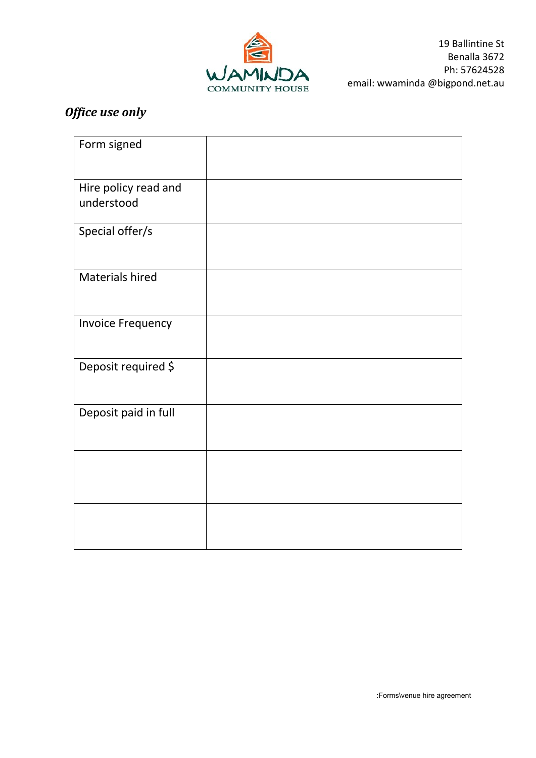WAMINDA COMMUNITY HOUSE

19 Ballintine St
Benalla 3672
Ph: 57624528
email: wwaminda @bigpond.net.au

***Office use only***

| | |
|---|---|
| Form signed | |
| Hire policy read and understood | |
| Special offer/s | |
| Materials hired | |
| Invoice Frequency | |
| Deposit required $ | |
| Deposit paid in full | |
| | |
| | |

:Forms\venue hire agreement